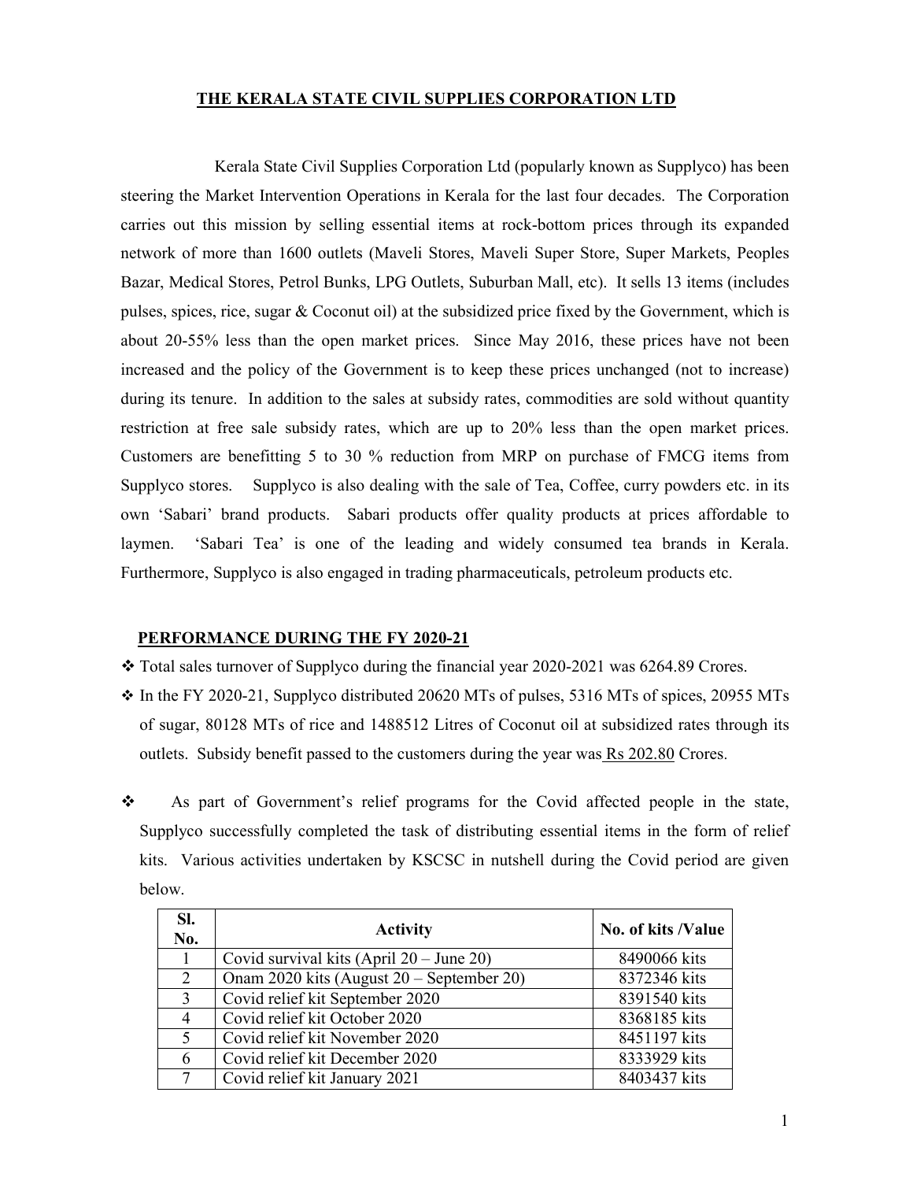# THE KERALA STATE CIVIL SUPPLIES CORPORATION LTD

Kerala State Civil Supplies Corporation Ltd (popularly known as Supplyco) has been steering the Market Intervention Operations in Kerala for the last four decades. The Corporation carries out this mission by selling essential items at rock-bottom prices through its expanded network of more than 1600 outlets (Maveli Stores, Maveli Super Store, Super Markets, Peoples Bazar, Medical Stores, Petrol Bunks, LPG Outlets, Suburban Mall, etc). It sells 13 items (includes pulses, spices, rice, sugar & Coconut oil) at the subsidized price fixed by the Government, which is about 20-55% less than the open market prices. Since May 2016, these prices have not been increased and the policy of the Government is to keep these prices unchanged (not to increase) during its tenure. In addition to the sales at subsidy rates, commodities are sold without quantity restriction at free sale subsidy rates, which are up to 20% less than the open market prices. Customers are benefitting 5 to 30 % reduction from MRP on purchase of FMCG items from Supplyco stores. Supplyco is also dealing with the sale of Tea, Coffee, curry powders etc. in its own 'Sabari' brand products. Sabari products offer quality products at prices affordable to laymen. 'Sabari Tea' is one of the leading and widely consumed tea brands in Kerala. Furthermore, Supplyco is also engaged in trading pharmaceuticals, petroleum products etc.

## PERFORMANCE DURING THE FY 2020-21

- Total sales turnover of Supplyco during the financial year 2020-2021 was 6264.89 Crores.
- In the FY 2020-21, Supplyco distributed 20620 MTs of pulses, 5316 MTs of spices, 20955 MTs of sugar, 80128 MTs of rice and 1488512 Litres of Coconut oil at subsidized rates through its outlets. Subsidy benefit passed to the customers during the year was Rs 202.80 Crores.
- As part of Government's relief programs for the Covid affected people in the state, Supplyco successfully completed the task of distributing essential items in the form of relief kits. Various activities undertaken by KSCSC in nutshell during the Covid period are given below.

| Sl. No. | Activity | No. of kits /Value |
|---|---|---|
| 1 | Covid survival kits (April 20 – June 20) | 8490066 kits |
| 2 | Onam 2020 kits (August 20 – September 20) | 8372346 kits |
| 3 | Covid relief kit September 2020 | 8391540 kits |
| 4 | Covid relief kit October 2020 | 8368185 kits |
| 5 | Covid relief kit November 2020 | 8451197 kits |
| 6 | Covid relief kit December 2020 | 8333929 kits |
| 7 | Covid relief kit January 2021 | 8403437 kits |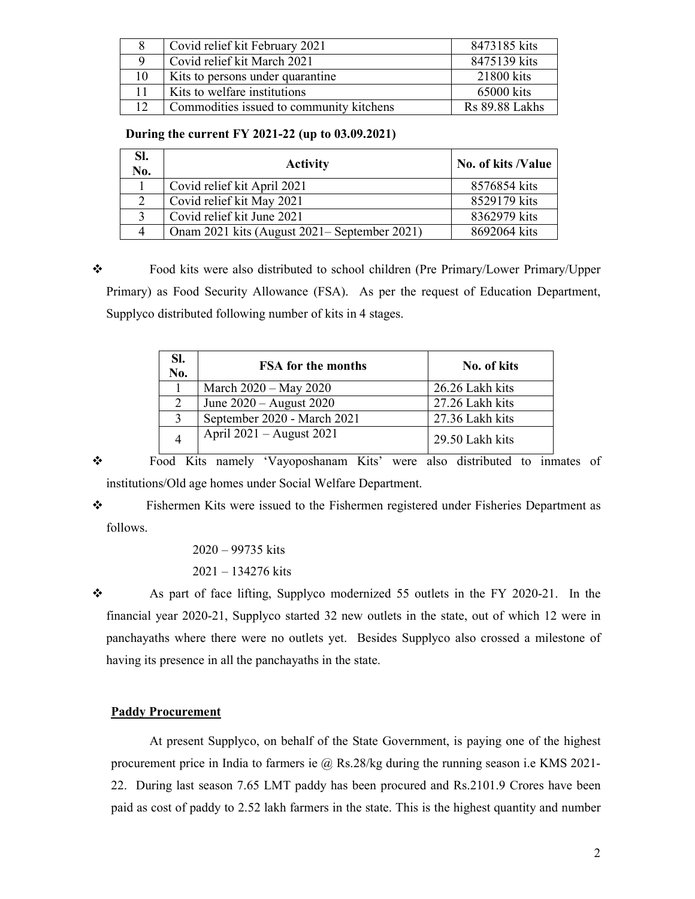| 8 | Covid relief kit February 2021 | 8473185 kits |
|---|---|---|
| 9 | Covid relief kit March 2021 | 8475139 kits |
| 10 | Kits to persons under quarantine | 21800 kits |
| 11 | Kits to welfare institutions | 65000 kits |
| 12 | Commodities issued to community kitchens | Rs 89.88 Lakhs |

**During the current FY 2021-22 (up to 03.09.2021)**

| Sl. No. | Activity | No. of kits /Value |
|---|---|---|
| 1 | Covid relief kit April 2021 | 8576854 kits |
| 2 | Covid relief kit May 2021 | 8529179 kits |
| 3 | Covid relief kit June 2021 | 8362979 kits |
| 4 | Onam 2021 kits (August 2021– September 2021) | 8692064 kits |

- Food kits were also distributed to school children (Pre Primary/Lower Primary/Upper Primary) as Food Security Allowance (FSA). As per the request of Education Department, Supplyco distributed following number of kits in 4 stages.

| Sl. No. | FSA for the months | No. of kits |
|---|---|---|
| 1 | March 2020 – May 2020 | 26.26 Lakh kits |
| 2 | June 2020 – August 2020 | 27.26 Lakh kits |
| 3 | September 2020 - March 2021 | 27.36 Lakh kits |
| 4 | April 2021 – August 2021 | 29.50 Lakh kits |

- Food Kits namely 'Vayoposhanam Kits' were also distributed to inmates of institutions/Old age homes under Social Welfare Department.
- Fishermen Kits were issued to the Fishermen registered under Fisheries Department as follows.

  2020 – 99735 kits

  2021 – 134276 kits

- As part of face lifting, Supplyco modernized 55 outlets in the FY 2020-21. In the financial year 2020-21, Supplyco started 32 new outlets in the state, out of which 12 were in panchayaths where there were no outlets yet. Besides Supplyco also crossed a milestone of having its presence in all the panchayaths in the state.

## Paddy Procurement

At present Supplyco, on behalf of the State Government, is paying one of the highest procurement price in India to farmers ie @ Rs.28/kg during the running season i.e KMS 2021-22. During last season 7.65 LMT paddy has been procured and Rs.2101.9 Crores have been paid as cost of paddy to 2.52 lakh farmers in the state. This is the highest quantity and number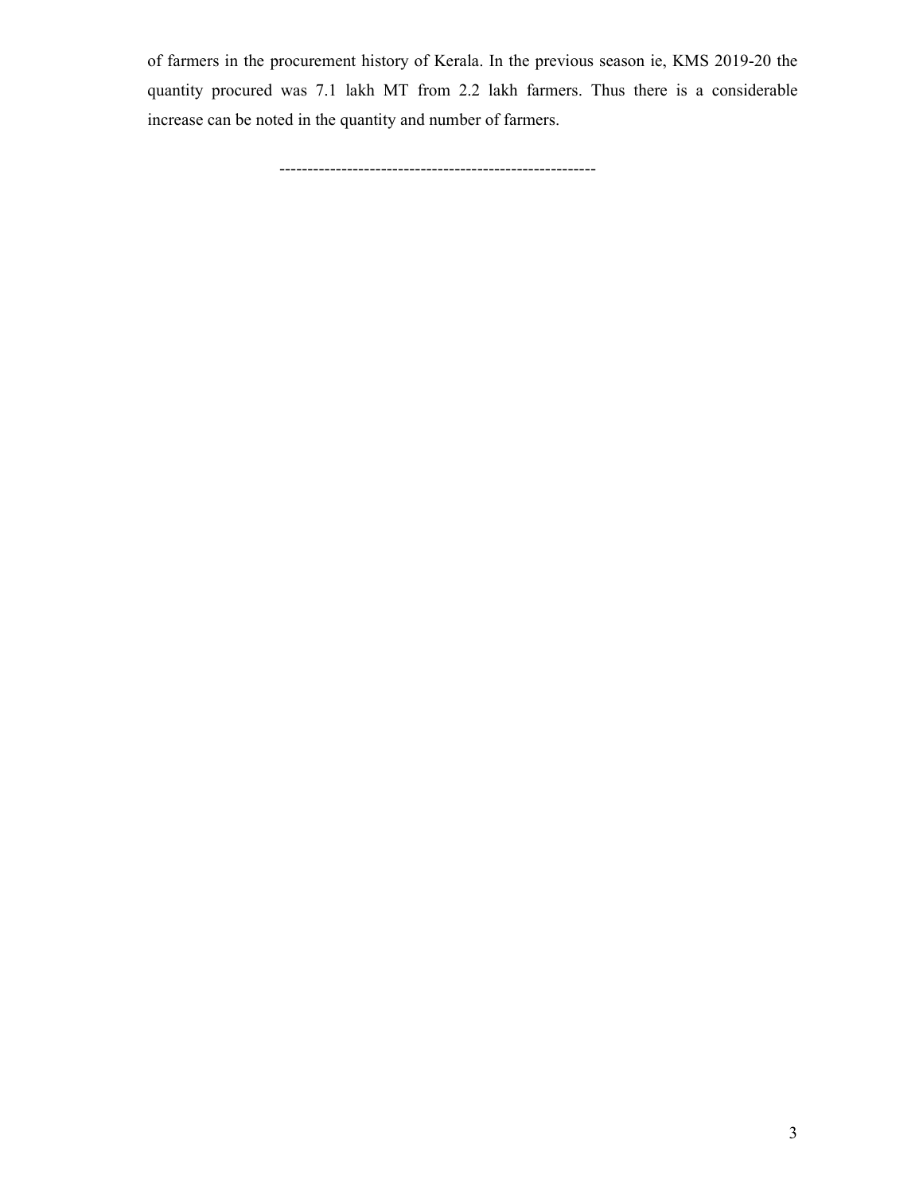of farmers in the procurement history of Kerala. In the previous season ie, KMS 2019-20 the quantity procured was 7.1 lakh MT from 2.2 lakh farmers. Thus there is a considerable increase can be noted in the quantity and number of farmers.

--------------------------------------------------------